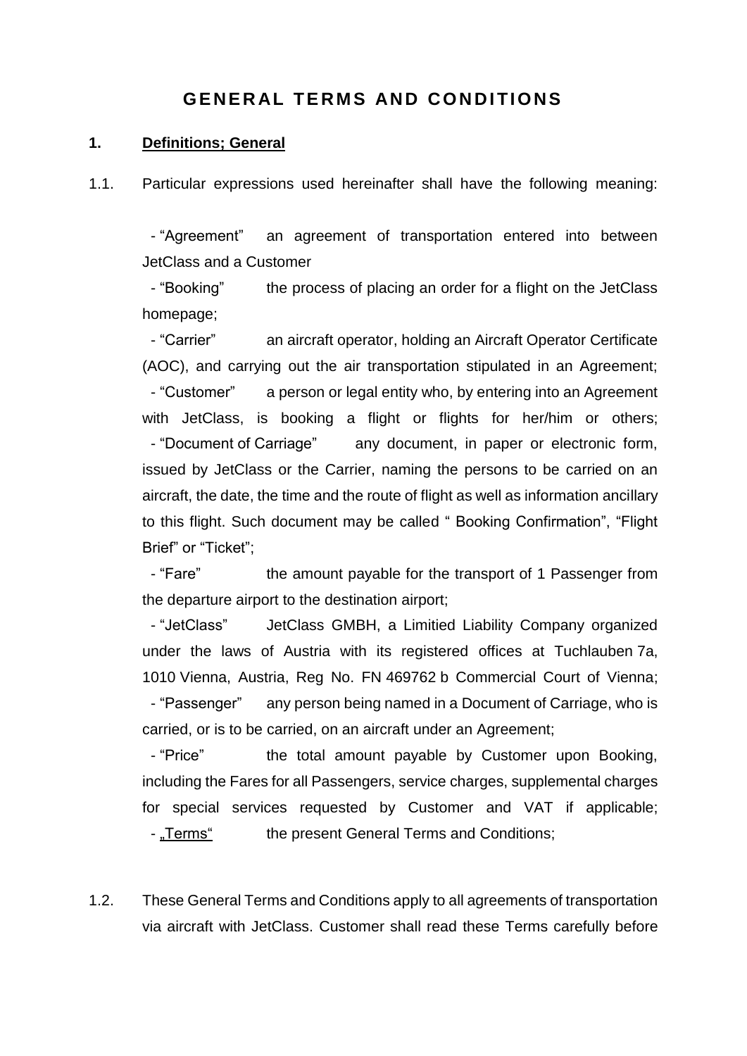# GENERAL TERMS AND CONDITIONS

## 1. Definitions; General

1.1. Particular expressions used hereinafter shall have the following meaning:

- "Agreement" an agreement of transportation entered into between JetClass and a Customer
- "Booking" the process of placing an order for a flight on the JetClass homepage;
- "Carrier" an aircraft operator, holding an Aircraft Operator Certificate (AOC), and carrying out the air transportation stipulated in an Agreement;
- "Customer" a person or legal entity who, by entering into an Agreement with JetClass, is booking a flight or flights for her/him or others;
- "Document of Carriage" any document, in paper or electronic form, issued by JetClass or the Carrier, naming the persons to be carried on an aircraft, the date, the time and the route of flight as well as information ancillary to this flight. Such document may be called " Booking Confirmation", "Flight Brief" or "Ticket";
- "Fare" the amount payable for the transport of 1 Passenger from the departure airport to the destination airport;
- "JetClass" JetClass GMBH, a Limitied Liability Company organized under the laws of Austria with its registered offices at Tuchlauben 7a, 1010 Vienna, Austria, Reg No. FN 469762 b Commercial Court of Vienna;
- "Passenger" any person being named in a Document of Carriage, who is carried, or is to be carried, on an aircraft under an Agreement;
- "Price" the total amount payable by Customer upon Booking, including the Fares for all Passengers, service charges, supplemental charges for special services requested by Customer and VAT if applicable;
- „Terms" the present General Terms and Conditions;

1.2. These General Terms and Conditions apply to all agreements of transportation via aircraft with JetClass. Customer shall read these Terms carefully before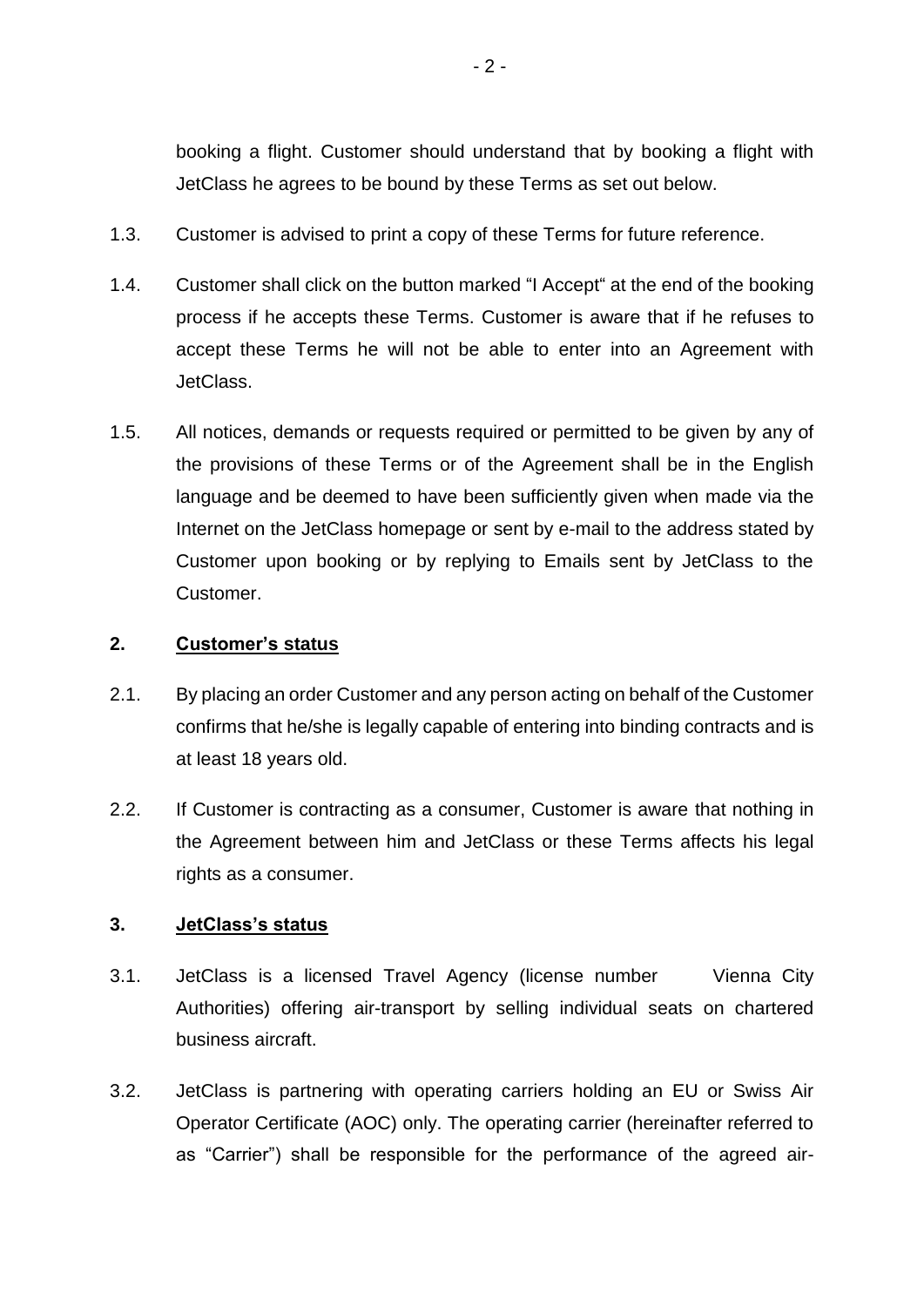booking a flight. Customer should understand that by booking a flight with JetClass he agrees to be bound by these Terms as set out below.

1.3. Customer is advised to print a copy of these Terms for future reference.

1.4. Customer shall click on the button marked "I Accept" at the end of the booking process if he accepts these Terms. Customer is aware that if he refuses to accept these Terms he will not be able to enter into an Agreement with JetClass.

1.5. All notices, demands or requests required or permitted to be given by any of the provisions of these Terms or of the Agreement shall be in the English language and be deemed to have been sufficiently given when made via the Internet on the JetClass homepage or sent by e-mail to the address stated by Customer upon booking or by replying to Emails sent by JetClass to the Customer.

## 2. Customer's status

2.1. By placing an order Customer and any person acting on behalf of the Customer confirms that he/she is legally capable of entering into binding contracts and is at least 18 years old.

2.2. If Customer is contracting as a consumer, Customer is aware that nothing in the Agreement between him and JetClass or these Terms affects his legal rights as a consumer.

## 3. JetClass's status

3.1. JetClass is a licensed Travel Agency (license number Vienna City Authorities) offering air-transport by selling individual seats on chartered business aircraft.

3.2. JetClass is partnering with operating carriers holding an EU or Swiss Air Operator Certificate (AOC) only. The operating carrier (hereinafter referred to as "Carrier") shall be responsible for the performance of the agreed air-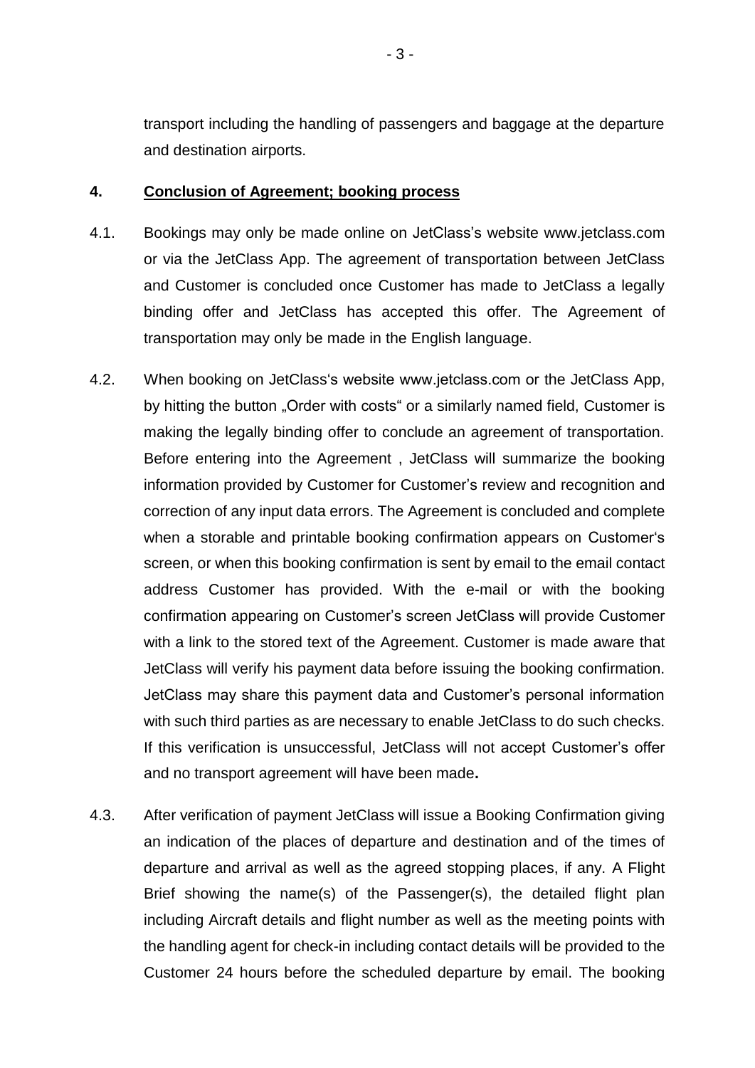transport including the handling of passengers and baggage at the departure and destination airports.

## 4. Conclusion of Agreement; booking process

4.1. Bookings may only be made online on JetClass's website www.jetclass.com or via the JetClass App. The agreement of transportation between JetClass and Customer is concluded once Customer has made to JetClass a legally binding offer and JetClass has accepted this offer. The Agreement of transportation may only be made in the English language.

4.2. When booking on JetClass's website www.jetclass.com or the JetClass App, by hitting the button „Order with costs" or a similarly named field, Customer is making the legally binding offer to conclude an agreement of transportation. Before entering into the Agreement , JetClass will summarize the booking information provided by Customer for Customer's review and recognition and correction of any input data errors. The Agreement is concluded and complete when a storable and printable booking confirmation appears on Customer's screen, or when this booking confirmation is sent by email to the email contact address Customer has provided. With the e-mail or with the booking confirmation appearing on Customer's screen JetClass will provide Customer with a link to the stored text of the Agreement. Customer is made aware that JetClass will verify his payment data before issuing the booking confirmation. JetClass may share this payment data and Customer's personal information with such third parties as are necessary to enable JetClass to do such checks. If this verification is unsuccessful, JetClass will not accept Customer's offer and no transport agreement will have been made**.**

4.3. After verification of payment JetClass will issue a Booking Confirmation giving an indication of the places of departure and destination and of the times of departure and arrival as well as the agreed stopping places, if any. A Flight Brief showing the name(s) of the Passenger(s), the detailed flight plan including Aircraft details and flight number as well as the meeting points with the handling agent for check-in including contact details will be provided to the Customer 24 hours before the scheduled departure by email. The booking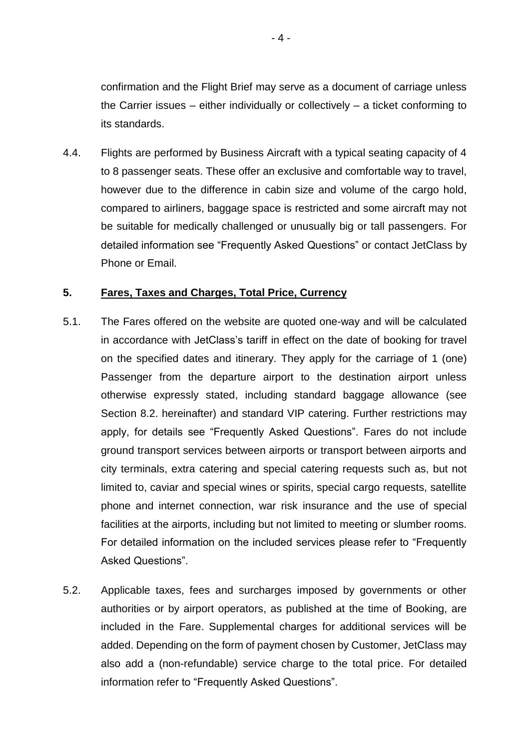confirmation and the Flight Brief may serve as a document of carriage unless the Carrier issues – either individually or collectively – a ticket conforming to its standards.

4.4. Flights are performed by Business Aircraft with a typical seating capacity of 4 to 8 passenger seats. These offer an exclusive and comfortable way to travel, however due to the difference in cabin size and volume of the cargo hold, compared to airliners, baggage space is restricted and some aircraft may not be suitable for medically challenged or unusually big or tall passengers. For detailed information see "Frequently Asked Questions" or contact JetClass by Phone or Email.

## 5. Fares, Taxes and Charges, Total Price, Currency

5.1. The Fares offered on the website are quoted one-way and will be calculated in accordance with JetClass's tariff in effect on the date of booking for travel on the specified dates and itinerary. They apply for the carriage of 1 (one) Passenger from the departure airport to the destination airport unless otherwise expressly stated, including standard baggage allowance (see Section 8.2. hereinafter) and standard VIP catering. Further restrictions may apply, for details see "Frequently Asked Questions". Fares do not include ground transport services between airports or transport between airports and city terminals, extra catering and special catering requests such as, but not limited to, caviar and special wines or spirits, special cargo requests, satellite phone and internet connection, war risk insurance and the use of special facilities at the airports, including but not limited to meeting or slumber rooms. For detailed information on the included services please refer to "Frequently Asked Questions".

5.2. Applicable taxes, fees and surcharges imposed by governments or other authorities or by airport operators, as published at the time of Booking, are included in the Fare. Supplemental charges for additional services will be added. Depending on the form of payment chosen by Customer, JetClass may also add a (non-refundable) service charge to the total price. For detailed information refer to "Frequently Asked Questions".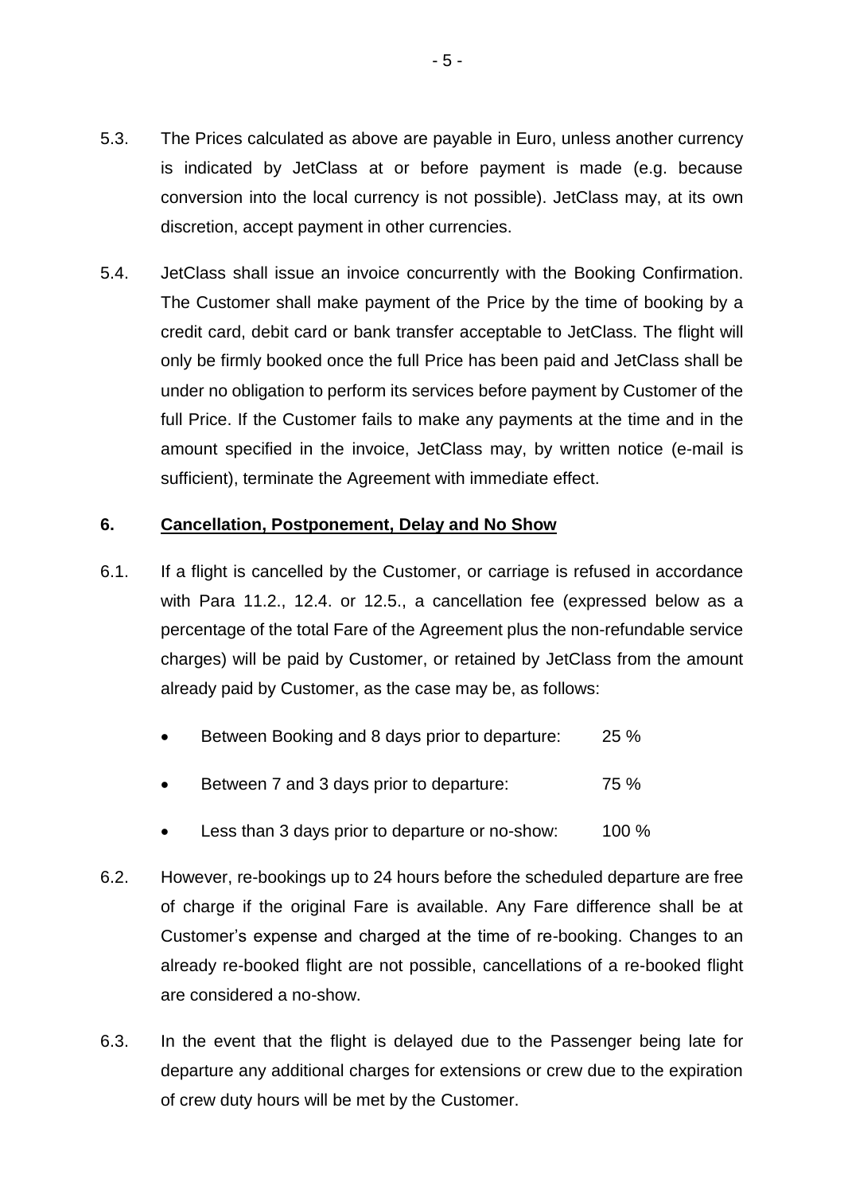5.3. The Prices calculated as above are payable in Euro, unless another currency is indicated by JetClass at or before payment is made (e.g. because conversion into the local currency is not possible). JetClass may, at its own discretion, accept payment in other currencies.

5.4. JetClass shall issue an invoice concurrently with the Booking Confirmation. The Customer shall make payment of the Price by the time of booking by a credit card, debit card or bank transfer acceptable to JetClass. The flight will only be firmly booked once the full Price has been paid and JetClass shall be under no obligation to perform its services before payment by Customer of the full Price. If the Customer fails to make any payments at the time and in the amount specified in the invoice, JetClass may, by written notice (e-mail is sufficient), terminate the Agreement with immediate effect.

## 6. <u>Cancellation, Postponement, Delay and No Show</u>

6.1. If a flight is cancelled by the Customer, or carriage is refused in accordance with Para 11.2., 12.4. or 12.5., a cancellation fee (expressed below as a percentage of the total Fare of the Agreement plus the non-refundable service charges) will be paid by Customer, or retained by JetClass from the amount already paid by Customer, as the case may be, as follows:

- Between Booking and 8 days prior to departure: 25 %
- Between 7 and 3 days prior to departure: 75 %
- Less than 3 days prior to departure or no-show: 100 %

6.2. However, re-bookings up to 24 hours before the scheduled departure are free of charge if the original Fare is available. Any Fare difference shall be at Customer's expense and charged at the time of re-booking. Changes to an already re-booked flight are not possible, cancellations of a re-booked flight are considered a no-show.

6.3. In the event that the flight is delayed due to the Passenger being late for departure any additional charges for extensions or crew due to the expiration of crew duty hours will be met by the Customer.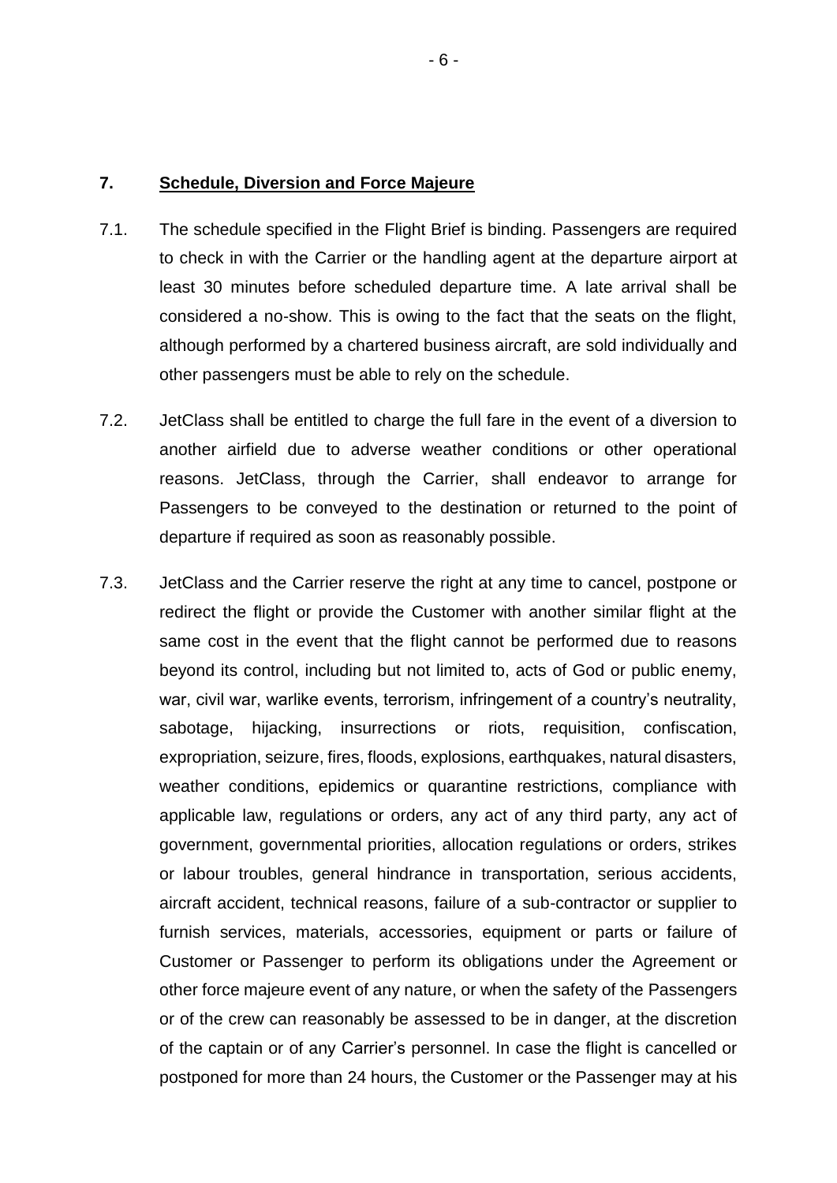## 7. <u>Schedule, Diversion and Force Majeure</u>

7.1. The schedule specified in the Flight Brief is binding. Passengers are required to check in with the Carrier or the handling agent at the departure airport at least 30 minutes before scheduled departure time. A late arrival shall be considered a no-show. This is owing to the fact that the seats on the flight, although performed by a chartered business aircraft, are sold individually and other passengers must be able to rely on the schedule.

7.2. JetClass shall be entitled to charge the full fare in the event of a diversion to another airfield due to adverse weather conditions or other operational reasons. JetClass, through the Carrier, shall endeavor to arrange for Passengers to be conveyed to the destination or returned to the point of departure if required as soon as reasonably possible.

7.3. JetClass and the Carrier reserve the right at any time to cancel, postpone or redirect the flight or provide the Customer with another similar flight at the same cost in the event that the flight cannot be performed due to reasons beyond its control, including but not limited to, acts of God or public enemy, war, civil war, warlike events, terrorism, infringement of a country's neutrality, sabotage, hijacking, insurrections or riots, requisition, confiscation, expropriation, seizure, fires, floods, explosions, earthquakes, natural disasters, weather conditions, epidemics or quarantine restrictions, compliance with applicable law, regulations or orders, any act of any third party, any act of government, governmental priorities, allocation regulations or orders, strikes or labour troubles, general hindrance in transportation, serious accidents, aircraft accident, technical reasons, failure of a sub-contractor or supplier to furnish services, materials, accessories, equipment or parts or failure of Customer or Passenger to perform its obligations under the Agreement or other force majeure event of any nature, or when the safety of the Passengers or of the crew can reasonably be assessed to be in danger, at the discretion of the captain or of any Carrier's personnel. In case the flight is cancelled or postponed for more than 24 hours, the Customer or the Passenger may at his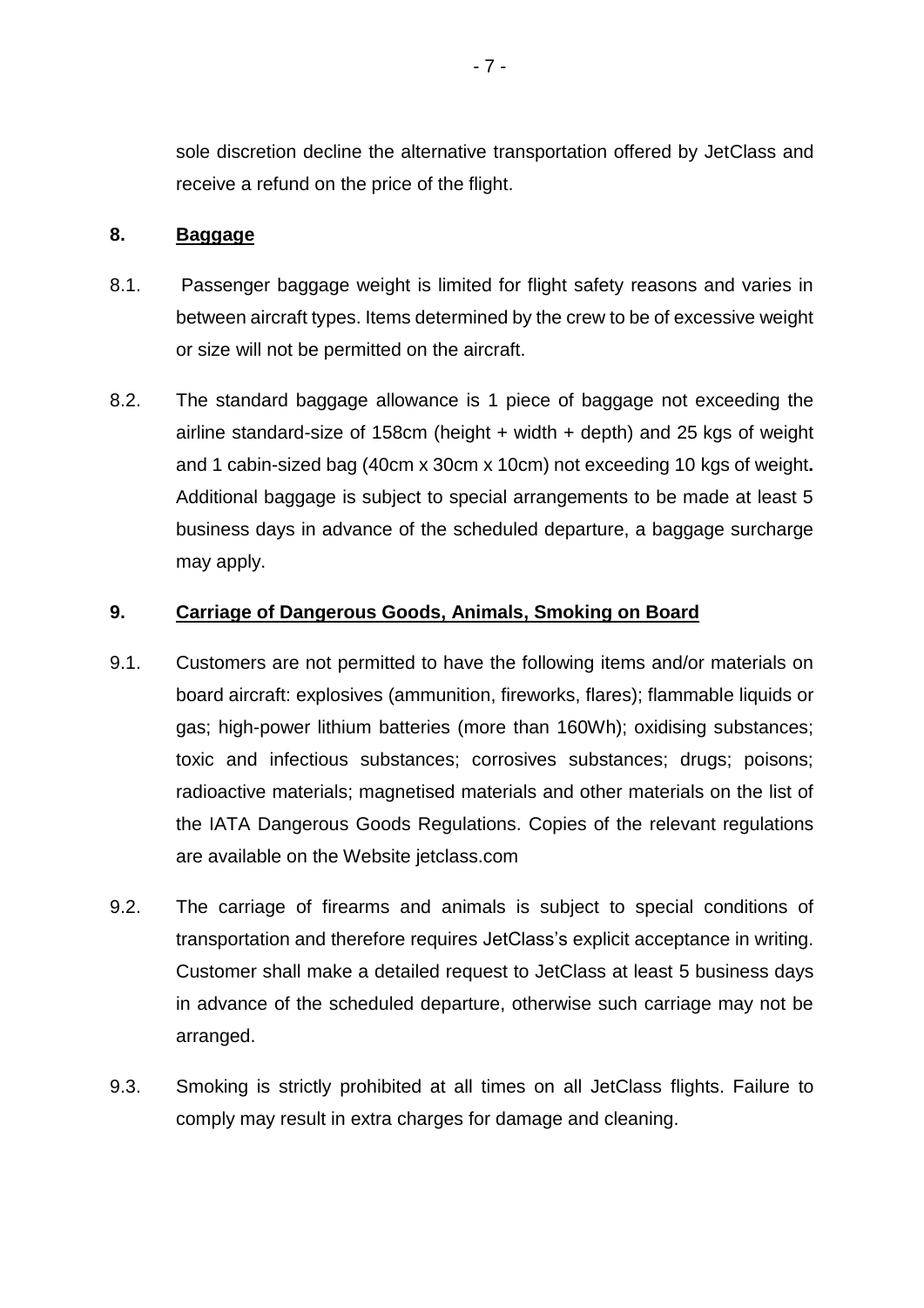sole discretion decline the alternative transportation offered by JetClass and receive a refund on the price of the flight.

## 8. Baggage

8.1. Passenger baggage weight is limited for flight safety reasons and varies in between aircraft types. Items determined by the crew to be of excessive weight or size will not be permitted on the aircraft.

8.2. The standard baggage allowance is 1 piece of baggage not exceeding the airline standard-size of 158cm (height + width + depth) and 25 kgs of weight and 1 cabin-sized bag (40cm x 30cm x 10cm) not exceeding 10 kgs of weight**.** Additional baggage is subject to special arrangements to be made at least 5 business days in advance of the scheduled departure, a baggage surcharge may apply.

## 9. Carriage of Dangerous Goods, Animals, Smoking on Board

9.1. Customers are not permitted to have the following items and/or materials on board aircraft: explosives (ammunition, fireworks, flares); flammable liquids or gas; high-power lithium batteries (more than 160Wh); oxidising substances; toxic and infectious substances; corrosives substances; drugs; poisons; radioactive materials; magnetised materials and other materials on the list of the IATA Dangerous Goods Regulations. Copies of the relevant regulations are available on the Website jetclass.com

9.2. The carriage of firearms and animals is subject to special conditions of transportation and therefore requires JetClass's explicit acceptance in writing. Customer shall make a detailed request to JetClass at least 5 business days in advance of the scheduled departure, otherwise such carriage may not be arranged.

9.3. Smoking is strictly prohibited at all times on all JetClass flights. Failure to comply may result in extra charges for damage and cleaning.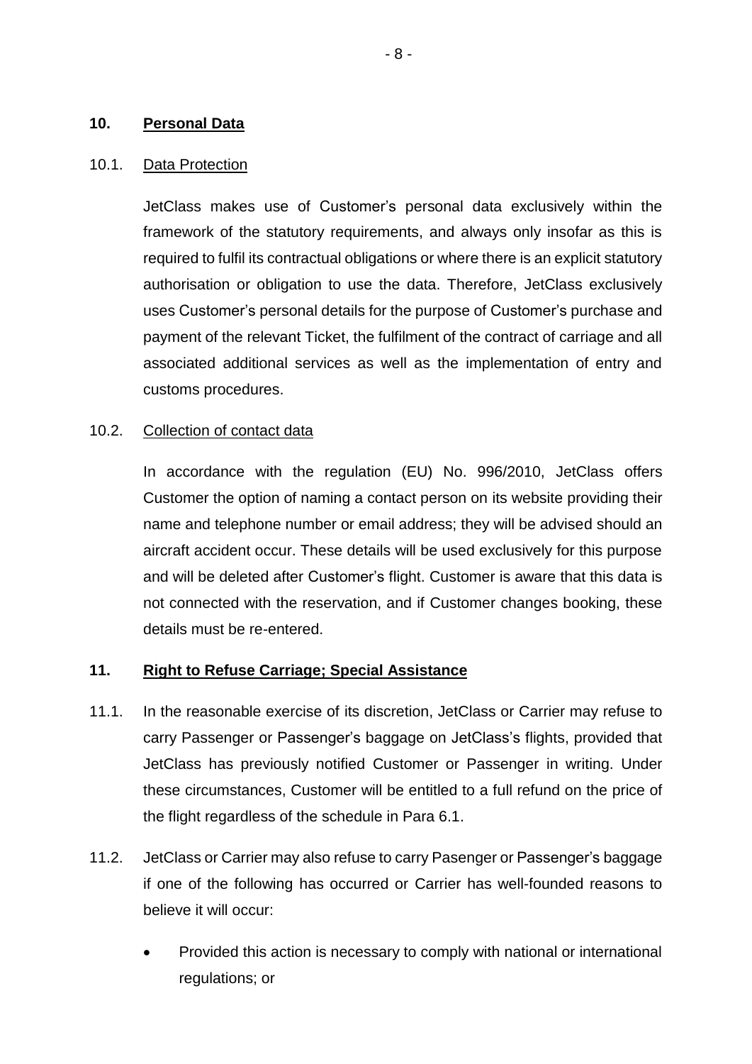## 10. <u>Personal Data</u>

### 10.1. <u>Data Protection</u>

JetClass makes use of Customer's personal data exclusively within the framework of the statutory requirements, and always only insofar as this is required to fulfil its contractual obligations or where there is an explicit statutory authorisation or obligation to use the data. Therefore, JetClass exclusively uses Customer's personal details for the purpose of Customer's purchase and payment of the relevant Ticket, the fulfilment of the contract of carriage and all associated additional services as well as the implementation of entry and customs procedures.

### 10.2. <u>Collection of contact data</u>

In accordance with the regulation (EU) No. 996/2010, JetClass offers Customer the option of naming a contact person on its website providing their name and telephone number or email address; they will be advised should an aircraft accident occur. These details will be used exclusively for this purpose and will be deleted after Customer's flight. Customer is aware that this data is not connected with the reservation, and if Customer changes booking, these details must be re-entered.

## 11. <u>Right to Refuse Carriage; Special Assistance</u>

11.1. In the reasonable exercise of its discretion, JetClass or Carrier may refuse to carry Passenger or Passenger's baggage on JetClass's flights, provided that JetClass has previously notified Customer or Passenger in writing. Under these circumstances, Customer will be entitled to a full refund on the price of the flight regardless of the schedule in Para 6.1.

11.2. JetClass or Carrier may also refuse to carry Pasenger or Passenger's baggage if one of the following has occurred or Carrier has well-founded reasons to believe it will occur:

- Provided this action is necessary to comply with national or international regulations; or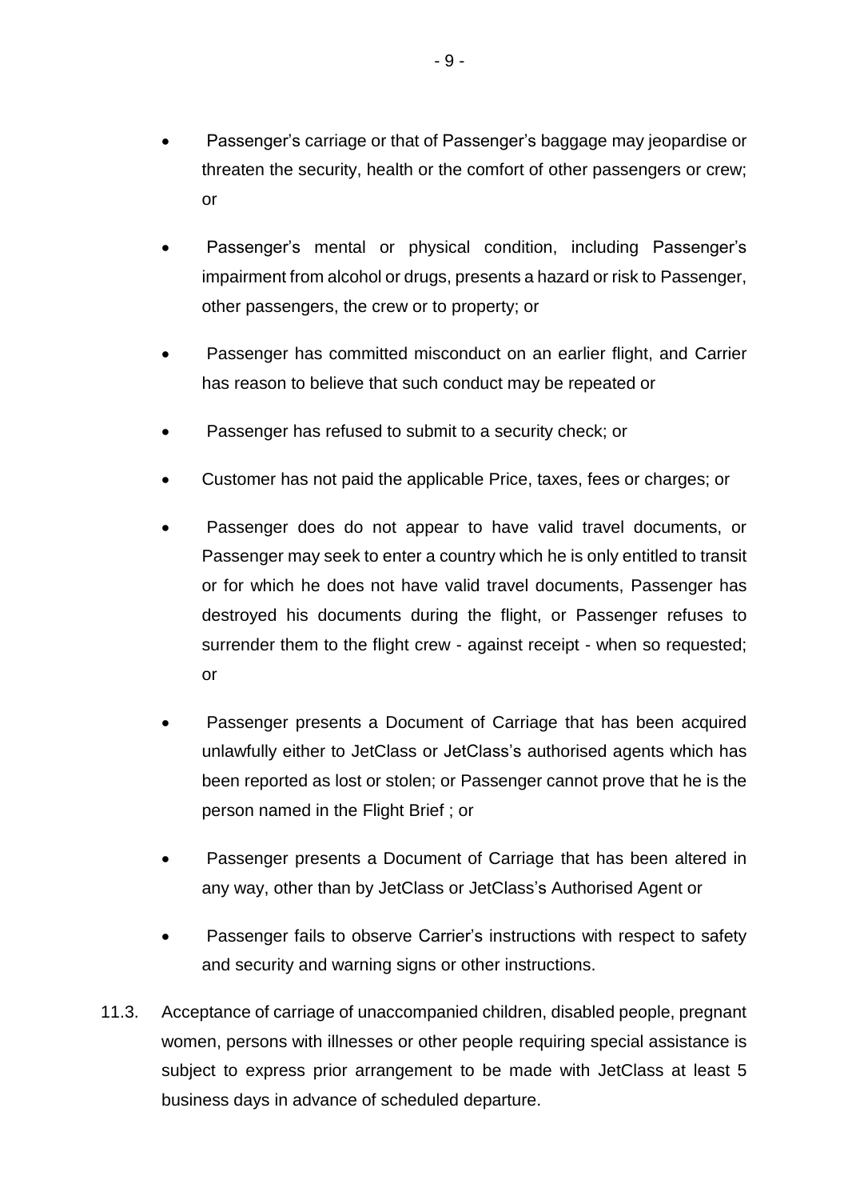- Passenger's carriage or that of Passenger's baggage may jeopardise or threaten the security, health or the comfort of other passengers or crew; or

- Passenger's mental or physical condition, including Passenger's impairment from alcohol or drugs, presents a hazard or risk to Passenger, other passengers, the crew or to property; or

- Passenger has committed misconduct on an earlier flight, and Carrier has reason to believe that such conduct may be repeated or

- Passenger has refused to submit to a security check; or

- Customer has not paid the applicable Price, taxes, fees or charges; or

- Passenger does do not appear to have valid travel documents, or Passenger may seek to enter a country which he is only entitled to transit or for which he does not have valid travel documents, Passenger has destroyed his documents during the flight, or Passenger refuses to surrender them to the flight crew - against receipt - when so requested; or

- Passenger presents a Document of Carriage that has been acquired unlawfully either to JetClass or JetClass's authorised agents which has been reported as lost or stolen; or Passenger cannot prove that he is the person named in the Flight Brief ; or

- Passenger presents a Document of Carriage that has been altered in any way, other than by JetClass or JetClass's Authorised Agent or

- Passenger fails to observe Carrier's instructions with respect to safety and security and warning signs or other instructions.

11.3. Acceptance of carriage of unaccompanied children, disabled people, pregnant women, persons with illnesses or other people requiring special assistance is subject to express prior arrangement to be made with JetClass at least 5 business days in advance of scheduled departure.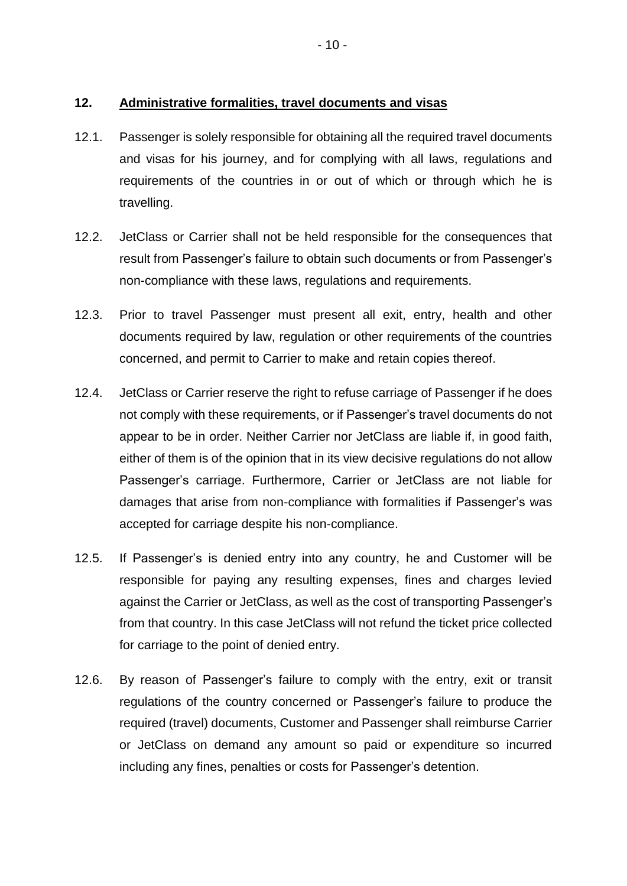## 12. Administrative formalities, travel documents and visas

12.1. Passenger is solely responsible for obtaining all the required travel documents and visas for his journey, and for complying with all laws, regulations and requirements of the countries in or out of which or through which he is travelling.

12.2. JetClass or Carrier shall not be held responsible for the consequences that result from Passenger's failure to obtain such documents or from Passenger's non-compliance with these laws, regulations and requirements.

12.3. Prior to travel Passenger must present all exit, entry, health and other documents required by law, regulation or other requirements of the countries concerned, and permit to Carrier to make and retain copies thereof.

12.4. JetClass or Carrier reserve the right to refuse carriage of Passenger if he does not comply with these requirements, or if Passenger's travel documents do not appear to be in order. Neither Carrier nor JetClass are liable if, in good faith, either of them is of the opinion that in its view decisive regulations do not allow Passenger's carriage. Furthermore, Carrier or JetClass are not liable for damages that arise from non-compliance with formalities if Passenger's was accepted for carriage despite his non-compliance.

12.5. If Passenger's is denied entry into any country, he and Customer will be responsible for paying any resulting expenses, fines and charges levied against the Carrier or JetClass, as well as the cost of transporting Passenger's from that country. In this case JetClass will not refund the ticket price collected for carriage to the point of denied entry.

12.6. By reason of Passenger's failure to comply with the entry, exit or transit regulations of the country concerned or Passenger's failure to produce the required (travel) documents, Customer and Passenger shall reimburse Carrier or JetClass on demand any amount so paid or expenditure so incurred including any fines, penalties or costs for Passenger's detention.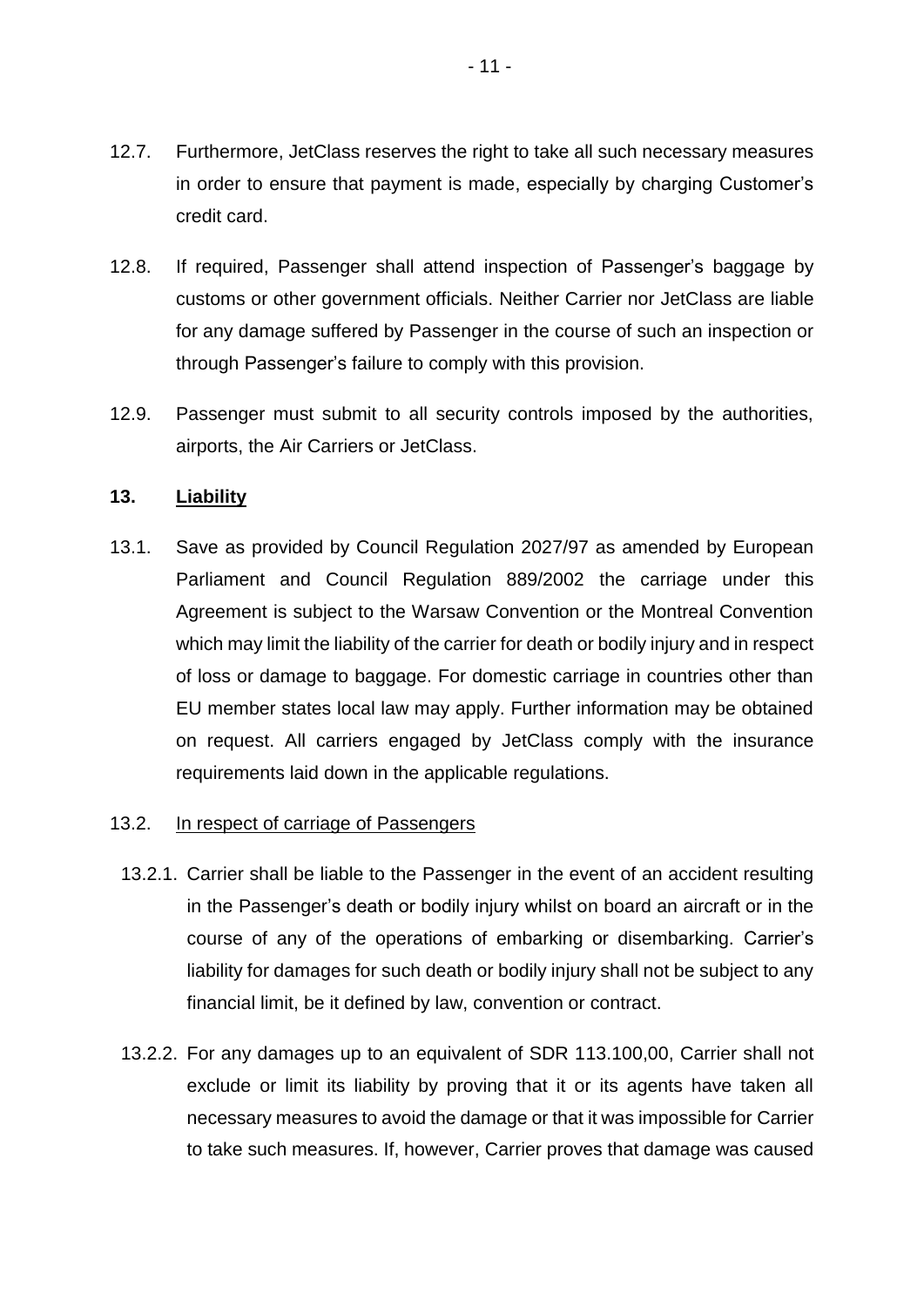12.7. Furthermore, JetClass reserves the right to take all such necessary measures in order to ensure that payment is made, especially by charging Customer's credit card.

12.8. If required, Passenger shall attend inspection of Passenger's baggage by customs or other government officials. Neither Carrier nor JetClass are liable for any damage suffered by Passenger in the course of such an inspection or through Passenger's failure to comply with this provision.

12.9. Passenger must submit to all security controls imposed by the authorities, airports, the Air Carriers or JetClass.

## 13. Liability

13.1. Save as provided by Council Regulation 2027/97 as amended by European Parliament and Council Regulation 889/2002 the carriage under this Agreement is subject to the Warsaw Convention or the Montreal Convention which may limit the liability of the carrier for death or bodily injury and in respect of loss or damage to baggage. For domestic carriage in countries other than EU member states local law may apply. Further information may be obtained on request. All carriers engaged by JetClass comply with the insurance requirements laid down in the applicable regulations.

13.2. In respect of carriage of Passengers

13.2.1. Carrier shall be liable to the Passenger in the event of an accident resulting in the Passenger's death or bodily injury whilst on board an aircraft or in the course of any of the operations of embarking or disembarking. Carrier's liability for damages for such death or bodily injury shall not be subject to any financial limit, be it defined by law, convention or contract.

13.2.2. For any damages up to an equivalent of SDR 113.100,00, Carrier shall not exclude or limit its liability by proving that it or its agents have taken all necessary measures to avoid the damage or that it was impossible for Carrier to take such measures. If, however, Carrier proves that damage was caused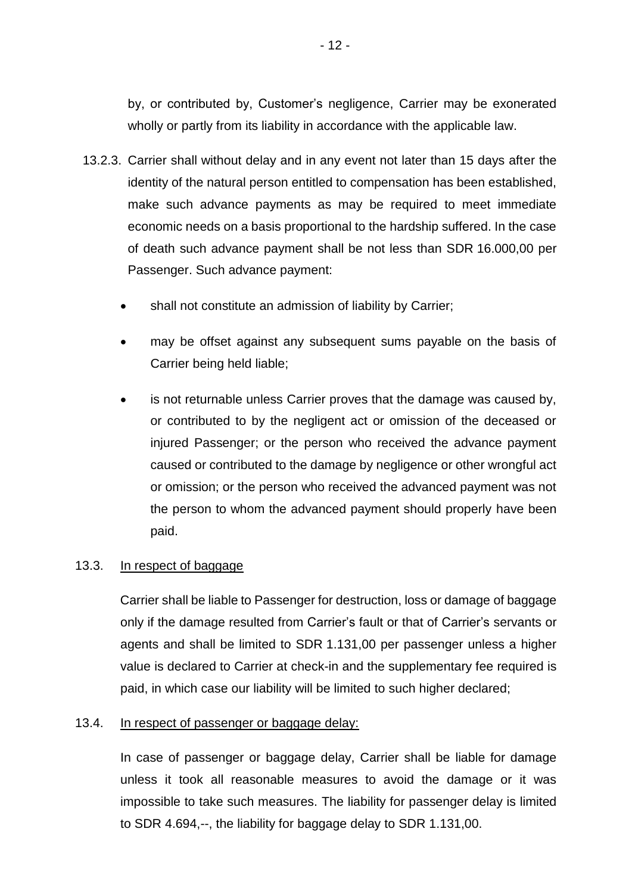by, or contributed by, Customer's negligence, Carrier may be exonerated wholly or partly from its liability in accordance with the applicable law.

13.2.3. Carrier shall without delay and in any event not later than 15 days after the identity of the natural person entitled to compensation has been established, make such advance payments as may be required to meet immediate economic needs on a basis proportional to the hardship suffered. In the case of death such advance payment shall be not less than SDR 16.000,00 per Passenger. Such advance payment:

- shall not constitute an admission of liability by Carrier;
- may be offset against any subsequent sums payable on the basis of Carrier being held liable;
- is not returnable unless Carrier proves that the damage was caused by, or contributed to by the negligent act or omission of the deceased or injured Passenger; or the person who received the advance payment caused or contributed to the damage by negligence or other wrongful act or omission; or the person who received the advanced payment was not the person to whom the advanced payment should properly have been paid.

13.3. <u>In respect of baggage</u>

Carrier shall be liable to Passenger for destruction, loss or damage of baggage only if the damage resulted from Carrier's fault or that of Carrier's servants or agents and shall be limited to SDR 1.131,00 per passenger unless a higher value is declared to Carrier at check-in and the supplementary fee required is paid, in which case our liability will be limited to such higher declared;

13.4. <u>In respect of passenger or baggage delay:</u>

In case of passenger or baggage delay, Carrier shall be liable for damage unless it took all reasonable measures to avoid the damage or it was impossible to take such measures. The liability for passenger delay is limited to SDR 4.694,--, the liability for baggage delay to SDR 1.131,00.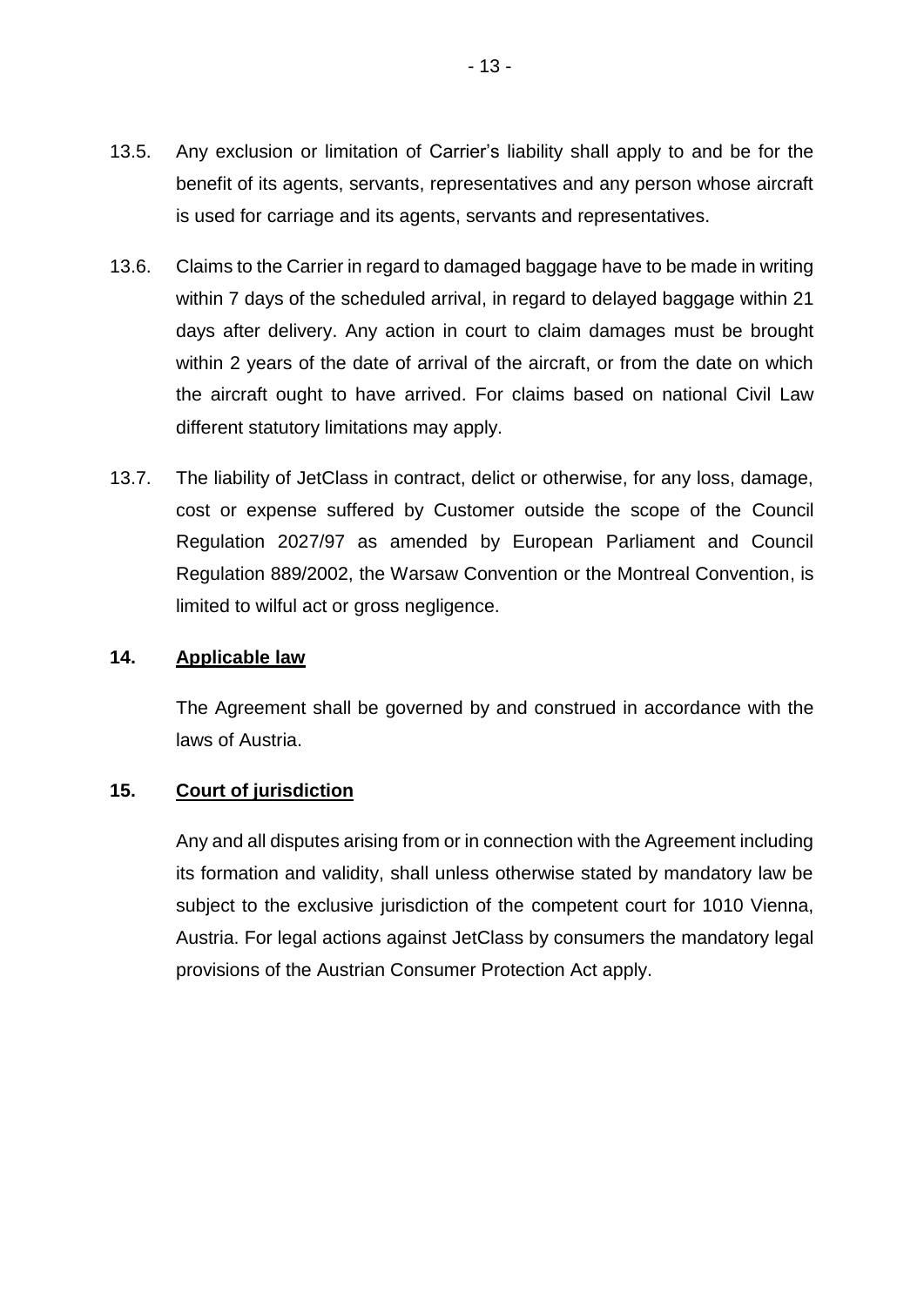13.5. Any exclusion or limitation of Carrier's liability shall apply to and be for the benefit of its agents, servants, representatives and any person whose aircraft is used for carriage and its agents, servants and representatives.

13.6. Claims to the Carrier in regard to damaged baggage have to be made in writing within 7 days of the scheduled arrival, in regard to delayed baggage within 21 days after delivery. Any action in court to claim damages must be brought within 2 years of the date of arrival of the aircraft, or from the date on which the aircraft ought to have arrived. For claims based on national Civil Law different statutory limitations may apply.

13.7. The liability of JetClass in contract, delict or otherwise, for any loss, damage, cost or expense suffered by Customer outside the scope of the Council Regulation 2027/97 as amended by European Parliament and Council Regulation 889/2002, the Warsaw Convention or the Montreal Convention, is limited to wilful act or gross negligence.

## 14. Applicable law

The Agreement shall be governed by and construed in accordance with the laws of Austria.

## 15. Court of jurisdiction

Any and all disputes arising from or in connection with the Agreement including its formation and validity, shall unless otherwise stated by mandatory law be subject to the exclusive jurisdiction of the competent court for 1010 Vienna, Austria. For legal actions against JetClass by consumers the mandatory legal provisions of the Austrian Consumer Protection Act apply.